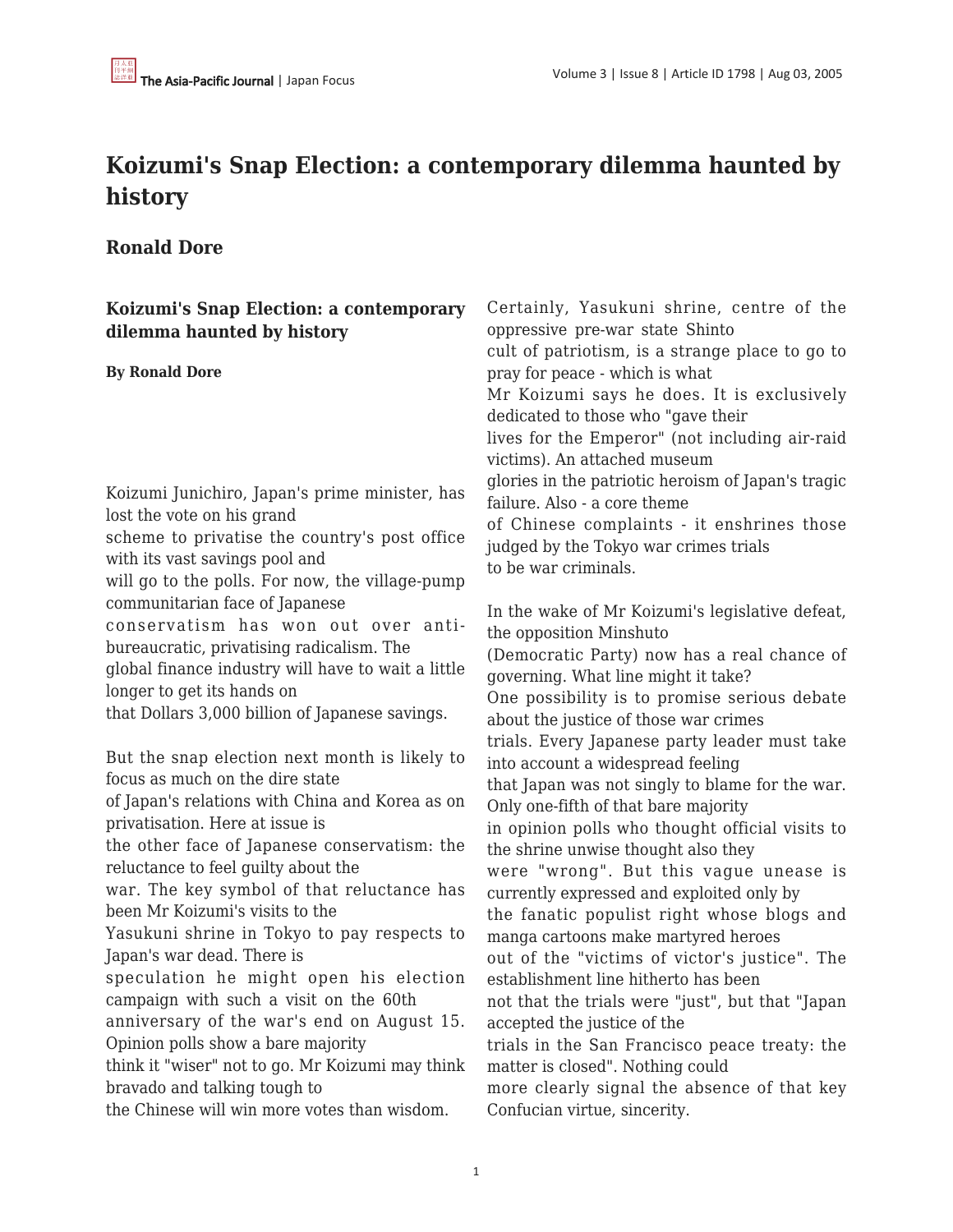# Koizumi's Snap Election: a contemporary dilemma haunted by history

## Ronald Dore

### Koizumi's Snap Election: a contemporary dilemma haunted by history

**By Ronald Dore**

Koizumi Junichiro, Japan's prime minister, has lost the vote on his grand scheme to privatise the country's post office with its vast savings pool and will go to the polls. For now, the village-pump communitarian face of Japanese conservatism has won out over anti-bureaucratic, privatising radicalism. The global finance industry will have to wait a little longer to get its hands on that Dollars 3,000 billion of Japanese savings.

But the snap election next month is likely to focus as much on the dire state of Japan's relations with China and Korea as on privatisation. Here at issue is the other face of Japanese conservatism: the reluctance to feel guilty about the war. The key symbol of that reluctance has been Mr Koizumi's visits to the Yasukuni shrine in Tokyo to pay respects to Japan's war dead. There is speculation he might open his election campaign with such a visit on the 60th anniversary of the war's end on August 15. Opinion polls show a bare majority think it "wiser" not to go. Mr Koizumi may think bravado and talking tough to the Chinese will win more votes than wisdom.

Certainly, Yasukuni shrine, centre of the oppressive pre-war state Shinto cult of patriotism, is a strange place to go to pray for peace - which is what Mr Koizumi says he does. It is exclusively dedicated to those who "gave their lives for the Emperor" (not including air-raid victims). An attached museum glories in the patriotic heroism of Japan's tragic failure. Also - a core theme of Chinese complaints - it enshrines those judged by the Tokyo war crimes trials to be war criminals.

In the wake of Mr Koizumi's legislative defeat, the opposition Minshuto (Democratic Party) now has a real chance of governing. What line might it take? One possibility is to promise serious debate about the justice of those war crimes trials. Every Japanese party leader must take into account a widespread feeling that Japan was not singly to blame for the war. Only one-fifth of that bare majority in opinion polls who thought official visits to the shrine unwise thought also they were "wrong". But this vague unease is currently expressed and exploited only by the fanatic populist right whose blogs and manga cartoons make martyred heroes out of the "victims of victor's justice". The establishment line hitherto has been not that the trials were "just", but that "Japan accepted the justice of the trials in the San Francisco peace treaty: the matter is closed". Nothing could more clearly signal the absence of that key Confucian virtue, sincerity.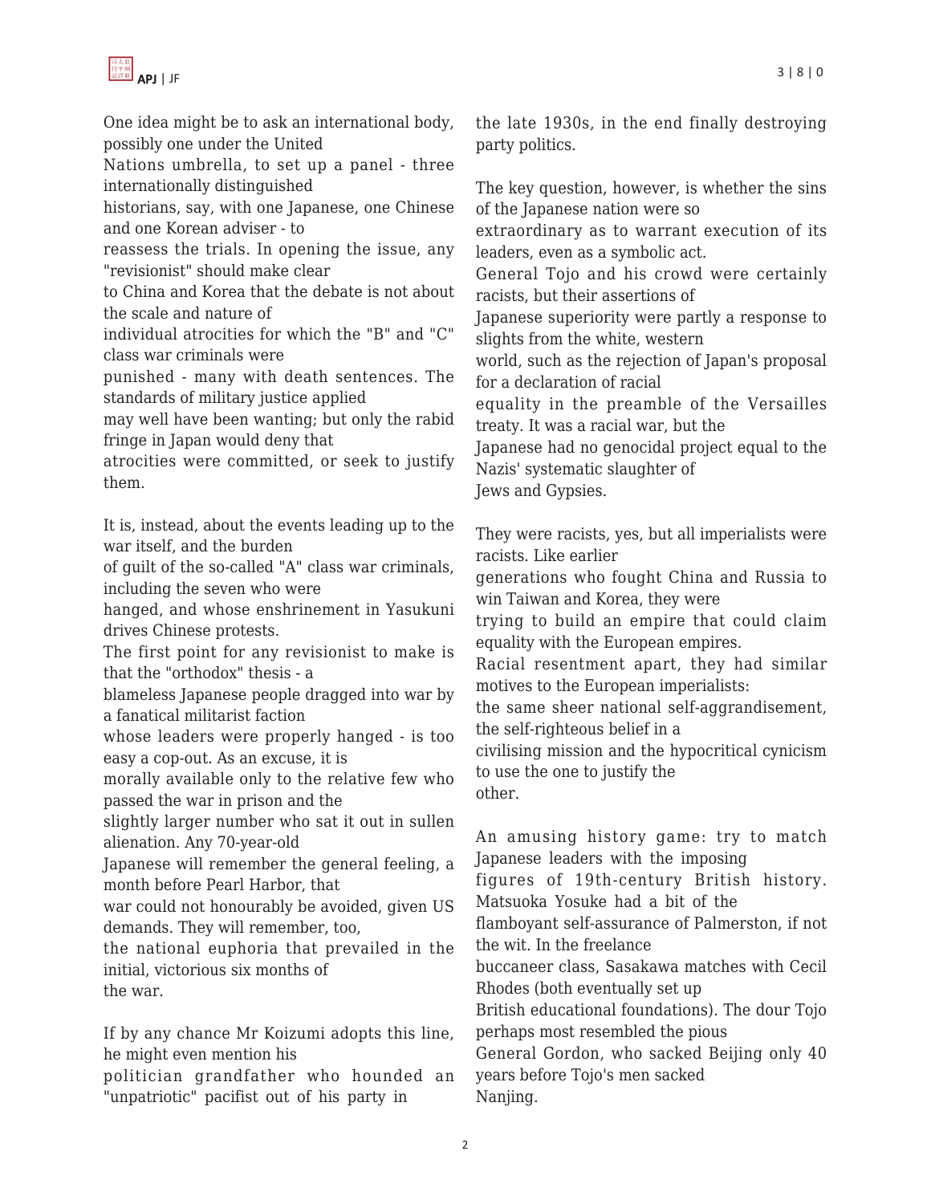One idea might be to ask an international body, possibly one under the United Nations umbrella, to set up a panel - three internationally distinguished historians, say, with one Japanese, one Chinese and one Korean adviser - to reassess the trials. In opening the issue, any "revisionist" should make clear to China and Korea that the debate is not about the scale and nature of individual atrocities for which the "B" and "C" class war criminals were punished - many with death sentences. The standards of military justice applied may well have been wanting; but only the rabid fringe in Japan would deny that atrocities were committed, or seek to justify them.

It is, instead, about the events leading up to the war itself, and the burden of guilt of the so-called "A" class war criminals, including the seven who were hanged, and whose enshrinement in Yasukuni drives Chinese protests. The first point for any revisionist to make is that the "orthodox" thesis - a blameless Japanese people dragged into war by a fanatical militarist faction whose leaders were properly hanged - is too easy a cop-out. As an excuse, it is morally available only to the relative few who passed the war in prison and the slightly larger number who sat it out in sullen alienation. Any 70-year-old Japanese will remember the general feeling, a month before Pearl Harbor, that war could not honourably be avoided, given US demands. They will remember, too, the national euphoria that prevailed in the initial, victorious six months of the war.

If by any chance Mr Koizumi adopts this line, he might even mention his politician grandfather who hounded an "unpatriotic" pacifist out of his party in the late 1930s, in the end finally destroying party politics.

The key question, however, is whether the sins of the Japanese nation were so extraordinary as to warrant execution of its leaders, even as a symbolic act. General Tojo and his crowd were certainly racists, but their assertions of Japanese superiority were partly a response to slights from the white, western world, such as the rejection of Japan's proposal for a declaration of racial equality in the preamble of the Versailles treaty. It was a racial war, but the Japanese had no genocidal project equal to the Nazis' systematic slaughter of Jews and Gypsies.

They were racists, yes, but all imperialists were racists. Like earlier generations who fought China and Russia to win Taiwan and Korea, they were trying to build an empire that could claim equality with the European empires. Racial resentment apart, they had similar motives to the European imperialists: the same sheer national self-aggrandisement, the self-righteous belief in a civilising mission and the hypocritical cynicism to use the one to justify the other.

An amusing history game: try to match Japanese leaders with the imposing figures of 19th-century British history. Matsuoka Yosuke had a bit of the flamboyant self-assurance of Palmerston, if not the wit. In the freelance buccaneer class, Sasakawa matches with Cecil Rhodes (both eventually set up British educational foundations). The dour Tojo perhaps most resembled the pious General Gordon, who sacked Beijing only 40 years before Tojo's men sacked Nanjing.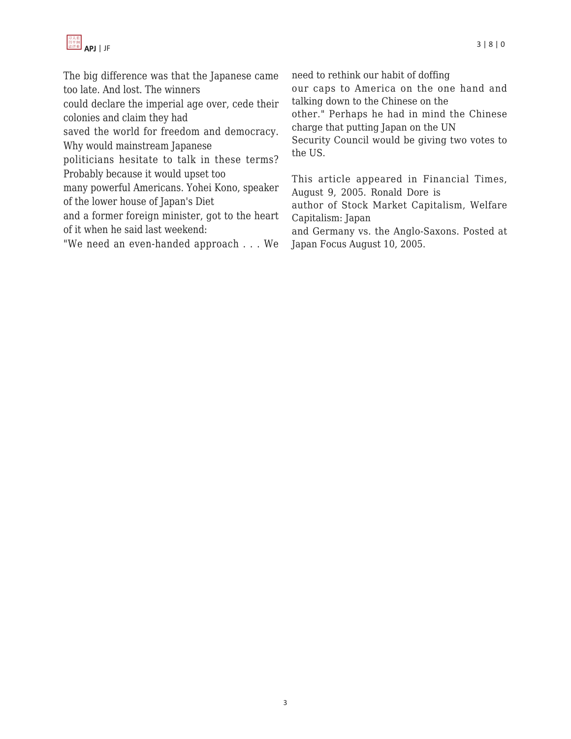The big difference was that the Japanese came too late. And lost. The winners could declare the imperial age over, cede their colonies and claim they had saved the world for freedom and democracy. Why would mainstream Japanese politicians hesitate to talk in these terms? Probably because it would upset too many powerful Americans. Yohei Kono, speaker of the lower house of Japan's Diet and a former foreign minister, got to the heart of it when he said last weekend: "We need an even-handed approach . . . We need to rethink our habit of doffing our caps to America on the one hand and talking down to the Chinese on the other." Perhaps he had in mind the Chinese charge that putting Japan on the UN Security Council would be giving two votes to the US.

This article appeared in Financial Times, August 9, 2005. Ronald Dore is author of Stock Market Capitalism, Welfare Capitalism: Japan and Germany vs. the Anglo-Saxons. Posted at Japan Focus August 10, 2005.